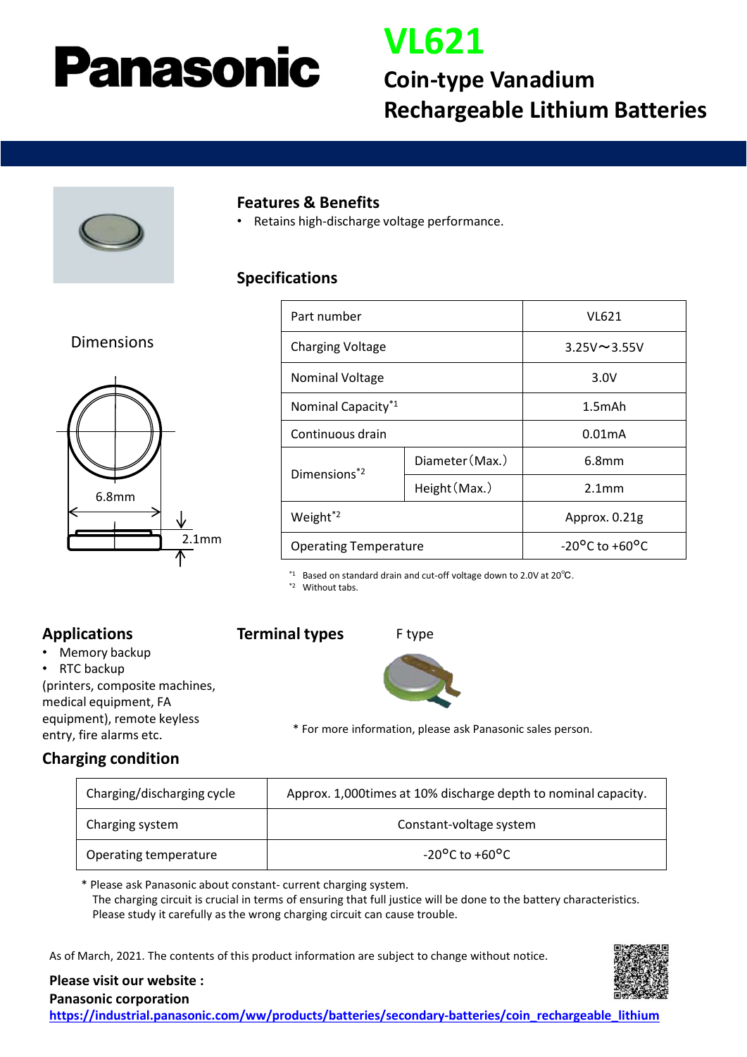# Panasonic

# VL621

## Coin-type Vanadium Rechargeable Lithium Batteries

### Dimensions

6.8mm

2.1mm

### Features & Benefits

- Retains high-discharge voltage performance.

### Specifications

| Part number | | VL621 |
|---|---|---|
| Charging Voltage | | 3.25V～3.55V |
| Nominal Voltage | | 3.0V |
| Nominal Capacity[*1] | | 1.5mAh |
| Continuous drain | | 0.01mA |
| Dimensions[*2] | Diameter（Max.） | 6.8mm |
| | Height（Max.） | 2.1mm |
| Weight[*2] | | Approx. 0.21g |
| Operating Temperature | | -20°C to +60°C |

[*1] Based on standard drain and cut-off voltage down to 2.0V at 20℃.
[*2] Without tabs.

### Applications

- Memory backup
- RTC backup

(printers, composite machines, medical equipment, FA equipment), remote keyless entry, fire alarms etc.

### Terminal types

F type

* For more information, please ask Panasonic sales person.

### Charging condition

| Charging/discharging cycle | Approx. 1,000times at 10% discharge depth to nominal capacity. |
|---|---|
| Charging system | Constant-voltage system |
| Operating temperature | -20°C to +60°C |

* Please ask Panasonic about constant- current charging system.
The charging circuit is crucial in terms of ensuring that full justice will be done to the battery characteristics.
Please study it carefully as the wrong charging circuit can cause trouble.

As of March, 2021. The contents of this product information are subject to change without notice.

**Please visit our website :**
**Panasonic corporation**
**https://industrial.panasonic.com/ww/products/batteries/secondary-batteries/coin_rechargeable_lithium**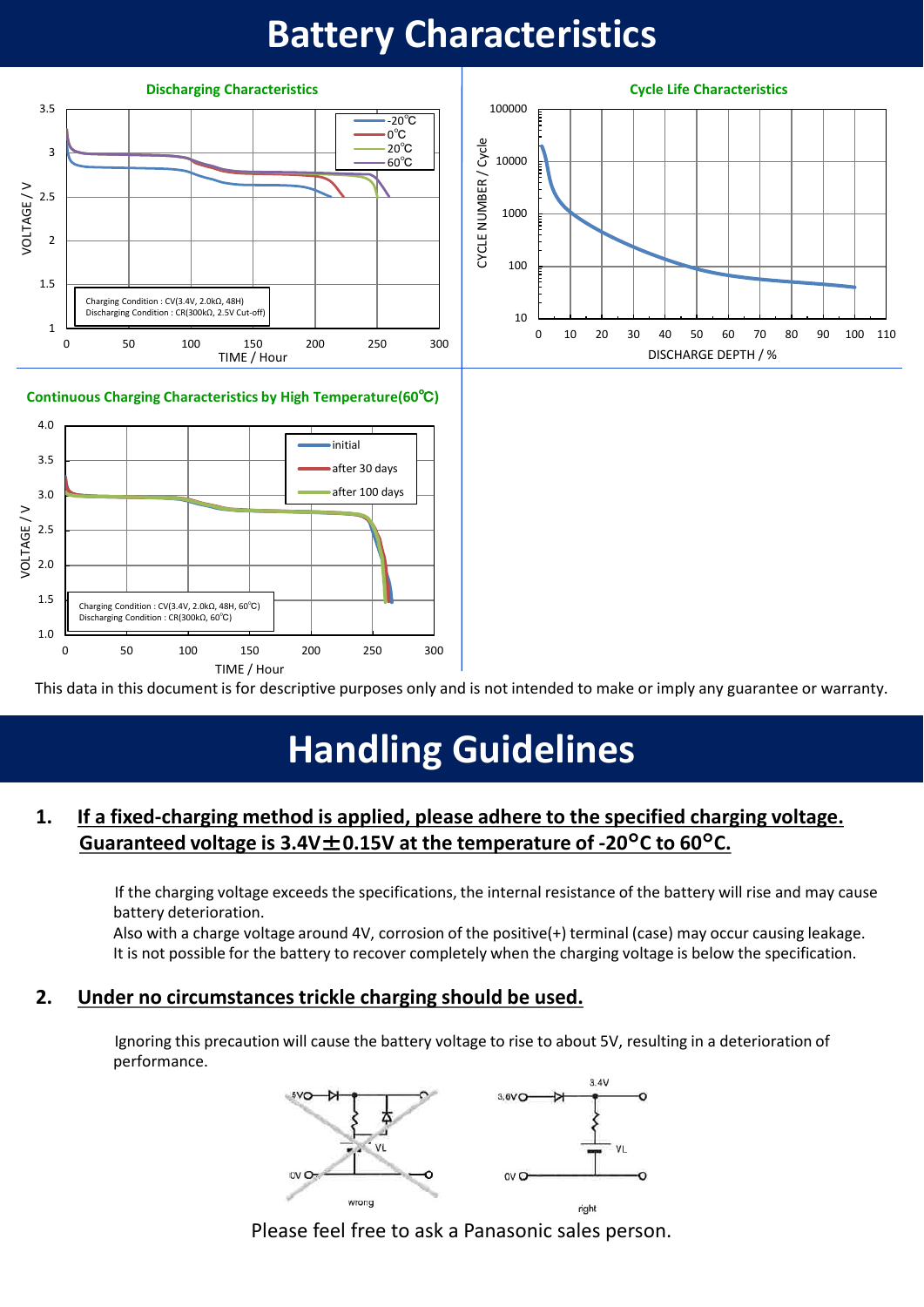# Battery Characteristics

**Discharging Characteristics**

VOLTAGE / V

3.5
3
2.5
2
1.5
1

0 50 100 150 200 250 300

TIME / Hour

-20℃
0℃
20℃
60℃

Charging Condition : CV(3.4V, 2.0kΩ, 48H)
Discharging Condition : CR(300kΩ, 2.5V Cut-off)

**Cycle Life Characteristics**

CYCLE NUMBER / Cycle

100000
10000
1000
100
10

0 10 20 30 40 50 60 70 80 90 100 110

DISCHARGE DEPTH / %

**Continuous Charging Characteristics by High Temperature(60℃)**

VOLTAGE / V

4.0
3.5
3.0
2.5
2.0
1.5
1.0

0 50 100 150 200 250 300

TIME / Hour

initial
after 30 days
after 100 days

Charging Condition : CV(3.4V, 2.0kΩ, 48H, 60℃)
Discharging Condition : CR(300kΩ, 60℃)

This data in this document is for descriptive purposes only and is not intended to make or imply any guarantee or warranty.

# Handling Guidelines

1. **If a fixed-charging method is applied, please adhere to the specified charging voltage. Guaranteed voltage is 3.4V±0.15V at the temperature of -20°C to 60°C.**

   If the charging voltage exceeds the specifications, the internal resistance of the battery will rise and may cause battery deterioration.
   Also with a charge voltage around 4V, corrosion of the positive(+) terminal (case) may occur causing leakage.
   It is not possible for the battery to recover completely when the charging voltage is below the specification.

2. **Under no circumstances trickle charging should be used.**

   Ignoring this precaution will cause the battery voltage to rise to about 5V, resulting in a deterioration of performance.

5V
0V
VL
wrong

3.6V
3.4V
0V
VL
right

Please feel free to ask a Panasonic sales person.